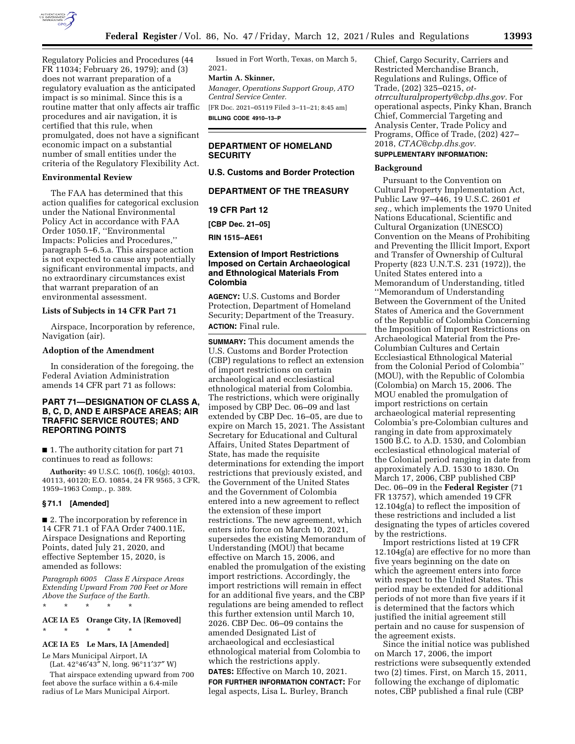Regulatory Policies and Procedures (44 FR 11034; February 26, 1979); and (3) does not warrant preparation of a regulatory evaluation as the anticipated impact is so minimal. Since this is a routine matter that only affects air traffic procedures and air navigation, it is certified that this rule, when promulgated, does not have a significant economic impact on a substantial number of small entities under the criteria of the Regulatory Flexibility Act.

### Environmental Review

The FAA has determined that this action qualifies for categorical exclusion under the National Environmental Policy Act in accordance with FAA Order 1050.1F, ''Environmental Impacts: Policies and Procedures,'' paragraph 5–6.5.a. This airspace action is not expected to cause any potentially significant environmental impacts, and no extraordinary circumstances exist that warrant preparation of an environmental assessment.

### Lists of Subjects in 14 CFR Part 71

Airspace, Incorporation by reference, Navigation (air).

### Adoption of the Amendment

In consideration of the foregoing, the Federal Aviation Administration amends 14 CFR part 71 as follows:

## PART 71—DESIGNATION OF CLASS A, B, C, D, AND E AIRSPACE AREAS; AIR TRAFFIC SERVICE ROUTES; AND REPORTING POINTS

■ 1. The authority citation for part 71 continues to read as follows:

**Authority:** 49 U.S.C. 106(f), 106(g); 40103, 40113, 40120; E.O. 10854, 24 FR 9565, 3 CFR, 1959–1963 Comp., p. 389.

### § 71.1 [Amended]

■ 2. The incorporation by reference in 14 CFR 71.1 of FAA Order 7400.11E, Airspace Designations and Reporting Points, dated July 21, 2020, and effective September 15, 2020, is amended as follows:

*Paragraph 6005 Class E Airspace Areas Extending Upward From 700 Feet or More Above the Surface of the Earth.*

\* \* \* \* \*

**ACE IA E5 Orange City, IA [Removed]**

\* \* \* \* \*

**ACE IA E5 Le Mars, IA [Amended]**

Le Mars Municipal Airport, IA
(Lat. 42°46′43″ N, long. 96°11′37″ W)

That airspace extending upward from 700 feet above the surface within a 6.4-mile radius of Le Mars Municipal Airport.

Issued in Fort Worth, Texas, on March 5, 2021.

**Martin A. Skinner,**

*Manager, Operations Support Group, ATO Central Service Center.*

[FR Doc. 2021–05119 Filed 3–11–21; 8:45 am]

**BILLING CODE 4910–13–P**

## DEPARTMENT OF HOMELAND SECURITY

### U.S. Customs and Border Protection

## DEPARTMENT OF THE TREASURY

### 19 CFR Part 12

**[CBP Dec. 21–05]**

**RIN 1515–AE61**

## Extension of Import Restrictions Imposed on Certain Archaeological and Ethnological Materials From Colombia

**AGENCY:** U.S. Customs and Border Protection, Department of Homeland Security; Department of the Treasury.

**ACTION:** Final rule.

**SUMMARY:** This document amends the U.S. Customs and Border Protection (CBP) regulations to reflect an extension of import restrictions on certain archaeological and ecclesiastical ethnological material from Colombia. The restrictions, which were originally imposed by CBP Dec. 06–09 and last extended by CBP Dec. 16–05, are due to expire on March 15, 2021. The Assistant Secretary for Educational and Cultural Affairs, United States Department of State, has made the requisite determinations for extending the import restrictions that previously existed, and the Government of the United States and the Government of Colombia entered into a new agreement to reflect the extension of these import restrictions. The new agreement, which enters into force on March 10, 2021, supersedes the existing Memorandum of Understanding (MOU) that became effective on March 15, 2006, and enabled the promulgation of the existing import restrictions. Accordingly, the import restrictions will remain in effect for an additional five years, and the CBP regulations are being amended to reflect this further extension until March 10, 2026. CBP Dec. 06–09 contains the amended Designated List of archaeological and ecclesiastical ethnological material from Colombia to which the restrictions apply.

**DATES:** Effective on March 10, 2021.

**FOR FURTHER INFORMATION CONTACT:** For legal aspects, Lisa L. Burley, Branch Chief, Cargo Security, Carriers and Restricted Merchandise Branch, Regulations and Rulings, Office of Trade, (202) 325–0215, *ot-otrrculturalproperty@cbp.dhs.gov.* For operational aspects, Pinky Khan, Branch Chief, Commercial Targeting and Analysis Center, Trade Policy and Programs, Office of Trade, (202) 427–2018, *CTAC@cbp.dhs.gov.*

**SUPPLEMENTARY INFORMATION:**

### Background

Pursuant to the Convention on Cultural Property Implementation Act, Public Law 97–446, 19 U.S.C. 2601 *et seq.,* which implements the 1970 United Nations Educational, Scientific and Cultural Organization (UNESCO) Convention on the Means of Prohibiting and Preventing the Illicit Import, Export and Transfer of Ownership of Cultural Property (823 U.N.T.S. 231 (1972)), the United States entered into a Memorandum of Understanding, titled ''Memorandum of Understanding Between the Government of the United States of America and the Government of the Republic of Colombia Concerning the Imposition of Import Restrictions on Archaeological Material from the Pre-Columbian Cultures and Certain Ecclesiastical Ethnological Material from the Colonial Period of Colombia'' (MOU), with the Republic of Colombia (Colombia) on March 15, 2006. The MOU enabled the promulgation of import restrictions on certain archaeological material representing Colombia's pre-Colombian cultures and ranging in date from approximately 1500 B.C. to A.D. 1530, and Colombian ecclesiastical ethnological material of the Colonial period ranging in date from approximately A.D. 1530 to 1830. On March 17, 2006, CBP published CBP Dec. 06–09 in the **Federal Register** (71 FR 13757), which amended 19 CFR 12.104g(a) to reflect the imposition of these restrictions and included a list designating the types of articles covered by the restrictions.

Import restrictions listed at 19 CFR 12.104g(a) are effective for no more than five years beginning on the date on which the agreement enters into force with respect to the United States. This period may be extended for additional periods of not more than five years if it is determined that the factors which justified the initial agreement still pertain and no cause for suspension of the agreement exists.

Since the initial notice was published on March 17, 2006, the import restrictions were subsequently extended two (2) times. First, on March 15, 2011, following the exchange of diplomatic notes, CBP published a final rule (CBP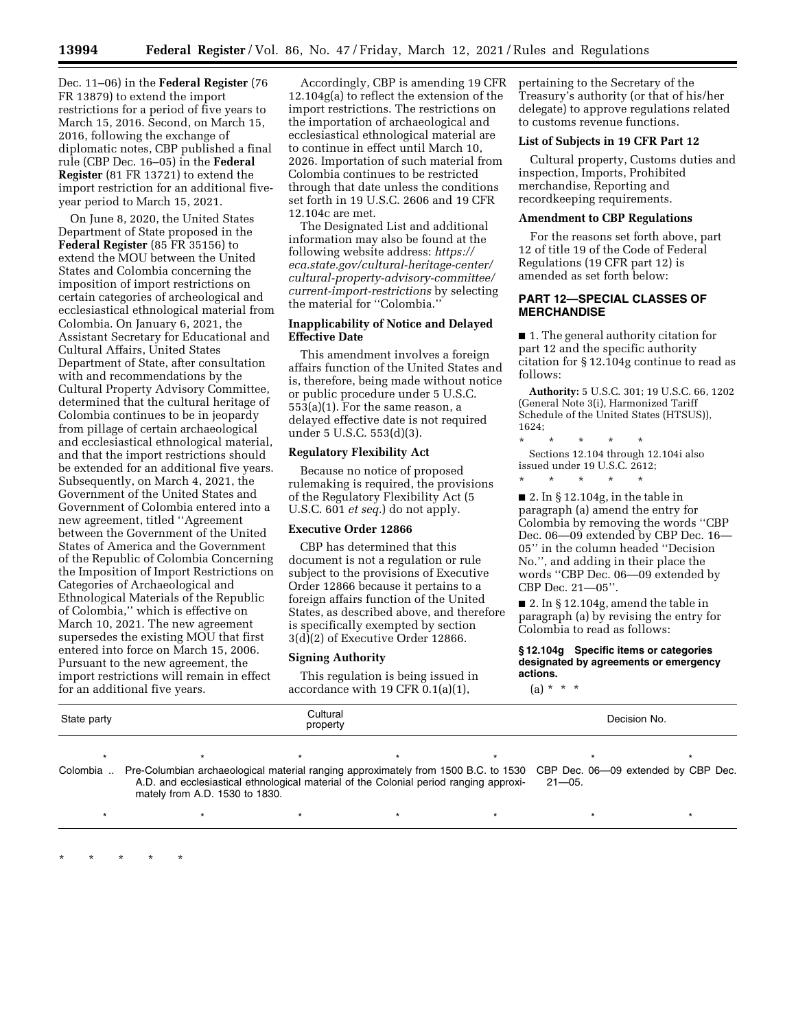Dec. 11–06) in the **Federal Register** (76 FR 13879) to extend the import restrictions for a period of five years to March 15, 2016. Second, on March 15, 2016, following the exchange of diplomatic notes, CBP published a final rule (CBP Dec. 16–05) in the **Federal Register** (81 FR 13721) to extend the import restriction for an additional five-year period to March 15, 2021.

On June 8, 2020, the United States Department of State proposed in the **Federal Register** (85 FR 35156) to extend the MOU between the United States and Colombia concerning the imposition of import restrictions on certain categories of archeological and ecclesiastical ethnological material from Colombia. On January 6, 2021, the Assistant Secretary for Educational and Cultural Affairs, United States Department of State, after consultation with and recommendations by the Cultural Property Advisory Committee, determined that the cultural heritage of Colombia continues to be in jeopardy from pillage of certain archaeological and ecclesiastical ethnological material, and that the import restrictions should be extended for an additional five years. Subsequently, on March 4, 2021, the Government of the United States and Government of Colombia entered into a new agreement, titled ''Agreement between the Government of the United States of America and the Government of the Republic of Colombia Concerning the Imposition of Import Restrictions on Categories of Archaeological and Ethnological Materials of the Republic of Colombia,'' which is effective on March 10, 2021. The new agreement supersedes the existing MOU that first entered into force on March 15, 2006. Pursuant to the new agreement, the import restrictions will remain in effect for an additional five years.

Accordingly, CBP is amending 19 CFR 12.104g(a) to reflect the extension of the import restrictions. The restrictions on the importation of archaeological and ecclesiastical ethnological material are to continue in effect until March 10, 2026. Importation of such material from Colombia continues to be restricted through that date unless the conditions set forth in 19 U.S.C. 2606 and 19 CFR 12.104c are met.

The Designated List and additional information may also be found at the following website address: *https://eca.state.gov/cultural-heritage-center/cultural-property-advisory-committee/current-import-restrictions* by selecting the material for ''Colombia.''

## Inapplicability of Notice and Delayed Effective Date

This amendment involves a foreign affairs function of the United States and is, therefore, being made without notice or public procedure under 5 U.S.C. 553(a)(1). For the same reason, a delayed effective date is not required under 5 U.S.C. 553(d)(3).

## Regulatory Flexibility Act

Because no notice of proposed rulemaking is required, the provisions of the Regulatory Flexibility Act (5 U.S.C. 601 *et seq.*) do not apply.

## Executive Order 12866

CBP has determined that this document is not a regulation or rule subject to the provisions of Executive Order 12866 because it pertains to a foreign affairs function of the United States, as described above, and therefore is specifically exempted by section 3(d)(2) of Executive Order 12866.

## Signing Authority

This regulation is being issued in accordance with 19 CFR 0.1(a)(1), pertaining to the Secretary of the Treasury's authority (or that of his/her delegate) to approve regulations related to customs revenue functions.

## List of Subjects in 19 CFR Part 12

Cultural property, Customs duties and inspection, Imports, Prohibited merchandise, Reporting and recordkeeping requirements.

## Amendment to CBP Regulations

For the reasons set forth above, part 12 of title 19 of the Code of Federal Regulations (19 CFR part 12) is amended as set forth below:

## PART 12—SPECIAL CLASSES OF MERCHANDISE

■ 1. The general authority citation for part 12 and the specific authority citation for § 12.104g continue to read as follows:

**Authority:** 5 U.S.C. 301; 19 U.S.C. 66, 1202 (General Note 3(i), Harmonized Tariff Schedule of the United States (HTSUS)), 1624;

\* \* \* \* \*

Sections 12.104 through 12.104i also issued under 19 U.S.C. 2612;

\* \* \* \* \*

■ 2. In § 12.104g, in the table in paragraph (a) amend the entry for Colombia by removing the words ''CBP Dec. 06—09 extended by CBP Dec. 16—05'' in the column headed ''Decision No.'', and adding in their place the words ''CBP Dec. 06—09 extended by CBP Dec. 21—05''.

■ 2. In § 12.104g, amend the table in paragraph (a) by revising the entry for Colombia to read as follows:

**§ 12.104g Specific items or categories designated by agreements or emergency actions.**

(a) \* \* \*

| State party | Cultural property | Decision No. |
|---|---|---|
| \* \* \* | \* \* \* | \* |
| Colombia .. | Pre-Columbian archaeological material ranging approximately from 1500 B.C. to 1530 A.D. and ecclesiastical ethnological material of the Colonial period ranging approximately from A.D. 1530 to 1830. | CBP Dec. 06—09 extended by CBP Dec. 21—05. |
| \* \* \* | \* \* \* | \* |

\* \* \* \* \*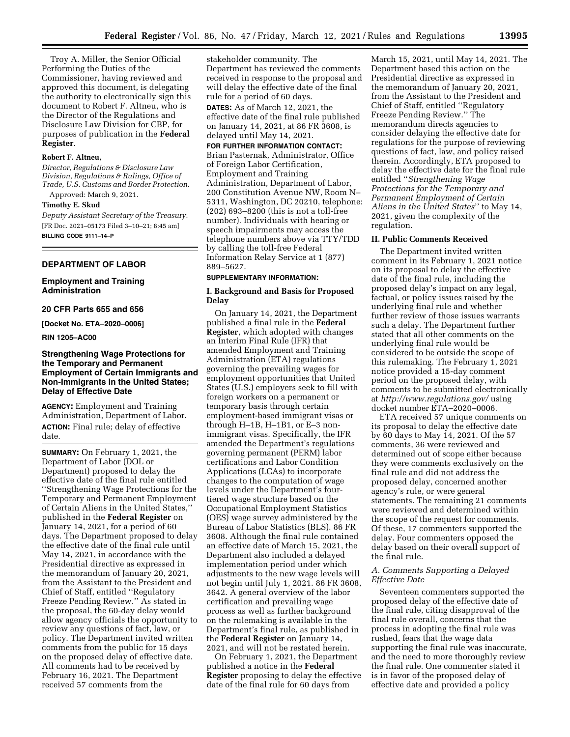Troy A. Miller, the Senior Official Performing the Duties of the Commissioner, having reviewed and approved this document, is delegating the authority to electronically sign this document to Robert F. Altneu, who is the Director of the Regulations and Disclosure Law Division for CBP, for purposes of publication in the **Federal Register**.

**Robert F. Altneu,**

*Director, Regulations & Disclosure Law Division, Regulations & Rulings, Office of Trade, U.S. Customs and Border Protection.*

Approved: March 9, 2021.

**Timothy E. Skud**

*Deputy Assistant Secretary of the Treasury.*

[FR Doc. 2021–05173 Filed 3–10–21; 8:45 am]

**BILLING CODE 9111–14–P**

## DEPARTMENT OF LABOR

### Employment and Training Administration

### 20 CFR Parts 655 and 656

**[Docket No. ETA–2020–0006]**

**RIN 1205–AC00**

### Strengthening Wage Protections for the Temporary and Permanent Employment of Certain Immigrants and Non-Immigrants in the United States; Delay of Effective Date

**AGENCY:** Employment and Training Administration, Department of Labor.

**ACTION:** Final rule; delay of effective date.

**SUMMARY:** On February 1, 2021, the Department of Labor (DOL or Department) proposed to delay the effective date of the final rule entitled ''Strengthening Wage Protections for the Temporary and Permanent Employment of Certain Aliens in the United States,'' published in the **Federal Register** on January 14, 2021, for a period of 60 days. The Department proposed to delay the effective date of the final rule until May 14, 2021, in accordance with the Presidential directive as expressed in the memorandum of January 20, 2021, from the Assistant to the President and Chief of Staff, entitled ''Regulatory Freeze Pending Review.'' As stated in the proposal, the 60-day delay would allow agency officials the opportunity to review any questions of fact, law, or policy. The Department invited written comments from the public for 15 days on the proposed delay of effective date. All comments had to be received by February 16, 2021. The Department received 57 comments from the stakeholder community. The Department has reviewed the comments received in response to the proposal and will delay the effective date of the final rule for a period of 60 days.

**DATES:** As of March 12, 2021, the effective date of the final rule published on January 14, 2021, at 86 FR 3608, is delayed until May 14, 2021.

**FOR FURTHER INFORMATION CONTACT:** Brian Pasternak, Administrator, Office of Foreign Labor Certification, Employment and Training Administration, Department of Labor, 200 Constitution Avenue NW, Room N–5311, Washington, DC 20210, telephone: (202) 693–8200 (this is not a toll-free number). Individuals with hearing or speech impairments may access the telephone numbers above via TTY/TDD by calling the toll-free Federal Information Relay Service at 1 (877) 889–5627.

**SUPPLEMENTARY INFORMATION:**

#### I. Background and Basis for Proposed Delay

On January 14, 2021, the Department published a final rule in the **Federal Register**, which adopted with changes an Interim Final Rule (IFR) that amended Employment and Training Administration (ETA) regulations governing the prevailing wages for employment opportunities that United States (U.S.) employers seek to fill with foreign workers on a permanent or temporary basis through certain employment-based immigrant visas or through H–1B, H–1B1, or E–3 non-immigrant visas. Specifically, the IFR amended the Department's regulations governing permanent (PERM) labor certifications and Labor Condition Applications (LCAs) to incorporate changes to the computation of wage levels under the Department's four-tiered wage structure based on the Occupational Employment Statistics (OES) wage survey administered by the Bureau of Labor Statistics (BLS). 86 FR 3608. Although the final rule contained an effective date of March 15, 2021, the Department also included a delayed implementation period under which adjustments to the new wage levels will not begin until July 1, 2021. 86 FR 3608, 3642. A general overview of the labor certification and prevailing wage process as well as further background on the rulemaking is available in the Department's final rule, as published in the **Federal Register** on January 14, 2021, and will not be restated herein.

On February 1, 2021, the Department published a notice in the **Federal Register** proposing to delay the effective date of the final rule for 60 days from March 15, 2021, until May 14, 2021. The Department based this action on the Presidential directive as expressed in the memorandum of January 20, 2021, from the Assistant to the President and Chief of Staff, entitled ''Regulatory Freeze Pending Review.'' The memorandum directs agencies to consider delaying the effective date for regulations for the purpose of reviewing questions of fact, law, and policy raised therein. Accordingly, ETA proposed to delay the effective date for the final rule entitled ''*Strengthening Wage Protections for the Temporary and Permanent Employment of Certain Aliens in the United States*'' to May 14, 2021, given the complexity of the regulation.

#### II. Public Comments Received

The Department invited written comment in its February 1, 2021 notice on its proposal to delay the effective date of the final rule, including the proposed delay's impact on any legal, factual, or policy issues raised by the underlying final rule and whether further review of those issues warrants such a delay. The Department further stated that all other comments on the underlying final rule would be considered to be outside the scope of this rulemaking. The February 1, 2021 notice provided a 15-day comment period on the proposed delay, with comments to be submitted electronically at *http://www.regulations.gov/* using docket number ETA–2020–0006.

ETA received 57 unique comments on its proposal to delay the effective date by 60 days to May 14, 2021. Of the 57 comments, 36 were reviewed and determined out of scope either because they were comments exclusively on the final rule and did not address the proposed delay, concerned another agency's rule, or were general statements. The remaining 21 comments were reviewed and determined within the scope of the request for comments. Of these, 17 commenters supported the delay. Four commenters opposed the delay based on their overall support of the final rule.

##### A. Comments Supporting a Delayed Effective Date

Seventeen commenters supported the proposed delay of the effective date of the final rule, citing disapproval of the final rule overall, concerns that the process in adopting the final rule was rushed, fears that the wage data supporting the final rule was inaccurate, and the need to more thoroughly review the final rule. One commenter stated it is in favor of the proposed delay of effective date and provided a policy